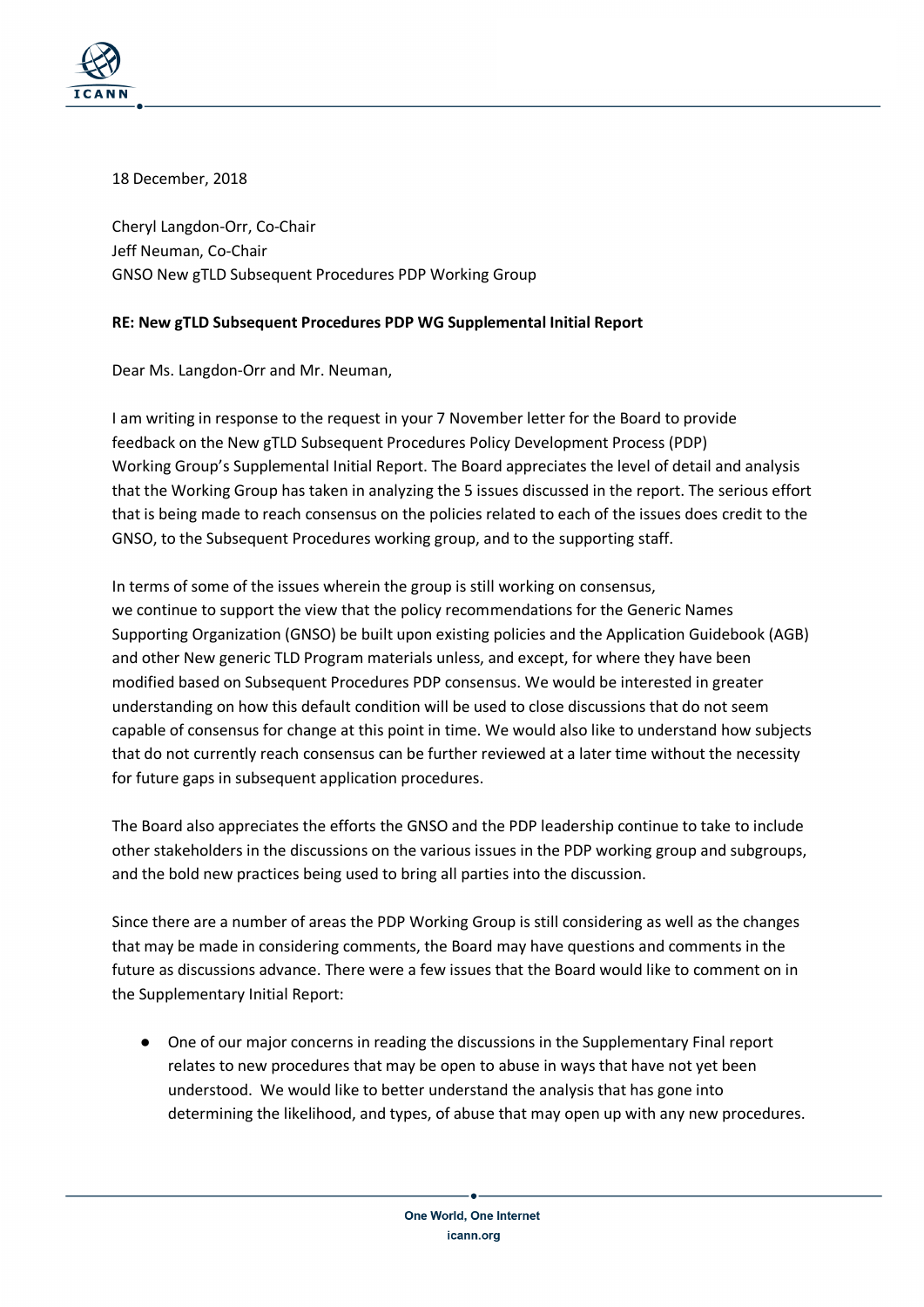18 December, 2018

Cheryl Langdon-Orr, Co-Chair
Jeff Neuman, Co-Chair
GNSO New gTLD Subsequent Procedures PDP Working Group

**RE: New gTLD Subsequent Procedures PDP WG Supplemental Initial Report**

Dear Ms. Langdon-Orr and Mr. Neuman,

I am writing in response to the request in your 7 November letter for the Board to provide feedback on the New gTLD Subsequent Procedures Policy Development Process (PDP) Working Group's Supplemental Initial Report. The Board appreciates the level of detail and analysis that the Working Group has taken in analyzing the 5 issues discussed in the report. The serious effort that is being made to reach consensus on the policies related to each of the issues does credit to the GNSO, to the Subsequent Procedures working group, and to the supporting staff.

In terms of some of the issues wherein the group is still working on consensus, we continue to support the view that the policy recommendations for the Generic Names Supporting Organization (GNSO) be built upon existing policies and the Application Guidebook (AGB) and other New generic TLD Program materials unless, and except, for where they have been modified based on Subsequent Procedures PDP consensus. We would be interested in greater understanding on how this default condition will be used to close discussions that do not seem capable of consensus for change at this point in time. We would also like to understand how subjects that do not currently reach consensus can be further reviewed at a later time without the necessity for future gaps in subsequent application procedures.

The Board also appreciates the efforts the GNSO and the PDP leadership continue to take to include other stakeholders in the discussions on the various issues in the PDP working group and subgroups, and the bold new practices being used to bring all parties into the discussion.

Since there are a number of areas the PDP Working Group is still considering as well as the changes that may be made in considering comments, the Board may have questions and comments in the future as discussions advance. There were a few issues that the Board would like to comment on in the Supplementary Initial Report:

- One of our major concerns in reading the discussions in the Supplementary Final report relates to new procedures that may be open to abuse in ways that have not yet been understood. We would like to better understand the analysis that has gone into determining the likelihood, and types, of abuse that may open up with any new procedures.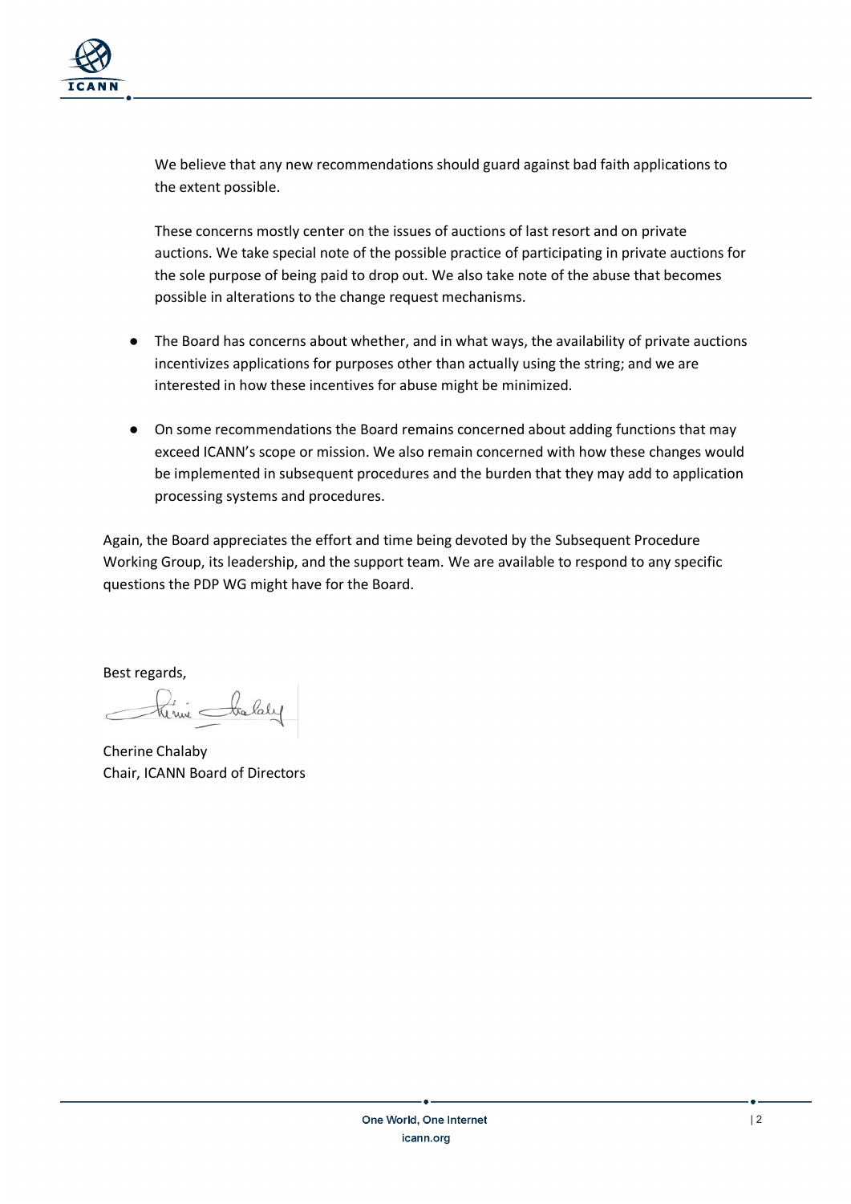We believe that any new recommendations should guard against bad faith applications to the extent possible.

These concerns mostly center on the issues of auctions of last resort and on private auctions. We take special note of the possible practice of participating in private auctions for the sole purpose of being paid to drop out. We also take note of the abuse that becomes possible in alterations to the change request mechanisms.

- The Board has concerns about whether, and in what ways, the availability of private auctions incentivizes applications for purposes other than actually using the string; and we are interested in how these incentives for abuse might be minimized.
- On some recommendations the Board remains concerned about adding functions that may exceed ICANN's scope or mission. We also remain concerned with how these changes would be implemented in subsequent procedures and the burden that they may add to application processing systems and procedures.

Again, the Board appreciates the effort and time being devoted by the Subsequent Procedure Working Group, its leadership, and the support team. We are available to respond to any specific questions the PDP WG might have for the Board.

Best regards,

Cherine Chalaby
Chair, ICANN Board of Directors